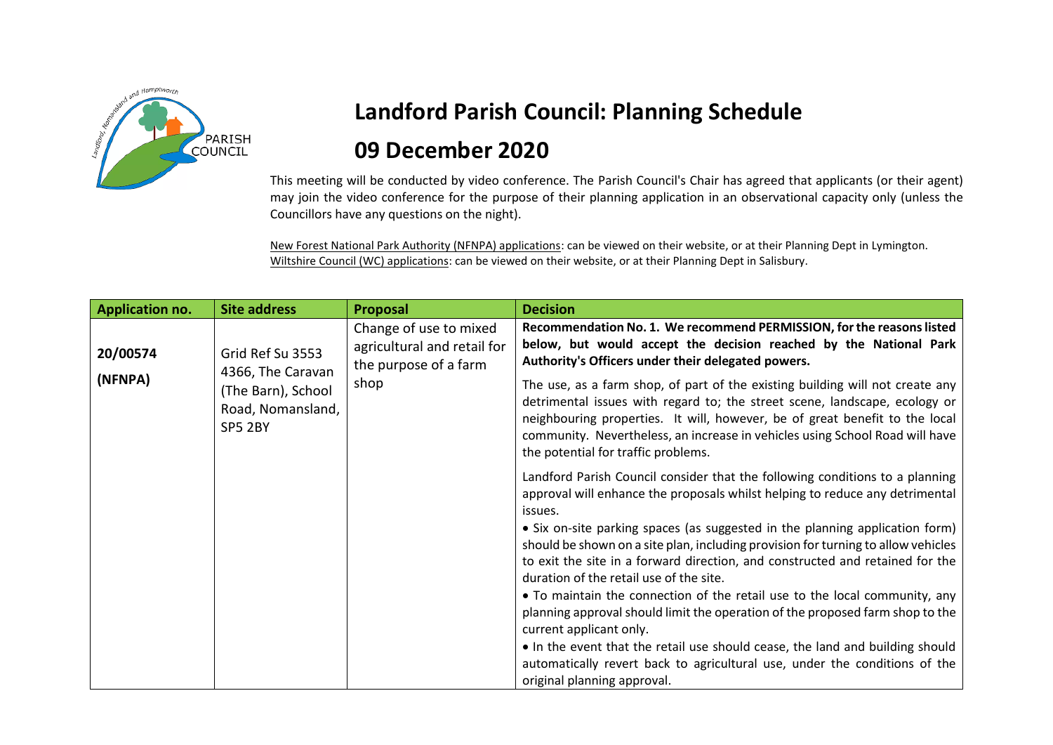# Landford Parish Council: Planning Schedule

## 09 December 2020

This meeting will be conducted by video conference. The Parish Council's Chair has agreed that applicants (or their agent) may join the video conference for the purpose of their planning application in an observational capacity only (unless the Councillors have any questions on the night).

New Forest National Park Authority (NFNPA) applications: can be viewed on their website, or at their Planning Dept in Lymington.
Wiltshire Council (WC) applications: can be viewed on their website, or at their Planning Dept in Salisbury.

| Application no. | Site address | Proposal | Decision |
|---|---|---|---|
| **20/00574 (NFNPA)** | Grid Ref Su 3553 4366, The Caravan (The Barn), School Road, Nomansland, SP5 2BY | Change of use to mixed agricultural and retail for the purpose of a farm shop | **Recommendation No. 1. We recommend PERMISSION, for the reasons listed below, but would accept the decision reached by the National Park Authority's Officers under their delegated powers.**<br><br>The use, as a farm shop, of part of the existing building will not create any detrimental issues with regard to; the street scene, landscape, ecology or neighbouring properties. It will, however, be of great benefit to the local community. Nevertheless, an increase in vehicles using School Road will have the potential for traffic problems.<br><br>Landford Parish Council consider that the following conditions to a planning approval will enhance the proposals whilst helping to reduce any detrimental issues.<br>• Six on-site parking spaces (as suggested in the planning application form) should be shown on a site plan, including provision for turning to allow vehicles to exit the site in a forward direction, and constructed and retained for the duration of the retail use of the site.<br>• To maintain the connection of the retail use to the local community, any planning approval should limit the operation of the proposed farm shop to the current applicant only.<br>• In the event that the retail use should cease, the land and building should automatically revert back to agricultural use, under the conditions of the original planning approval. |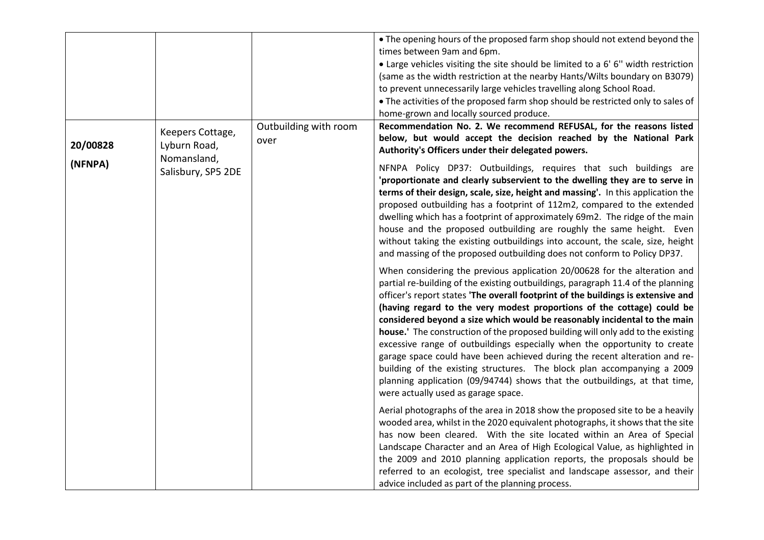| | | | |
|---|---|---|---|
| | | | • The opening hours of the proposed farm shop should not extend beyond the times between 9am and 6pm.<br>• Large vehicles visiting the site should be limited to a 6' 6'' width restriction (same as the width restriction at the nearby Hants/Wilts boundary on B3079) to prevent unnecessarily large vehicles travelling along School Road.<br>• The activities of the proposed farm shop should be restricted only to sales of home-grown and locally sourced produce. |
| **20/00828 (NFNPA)** | Keepers Cottage, Lyburn Road, Nomansland, Salisbury, SP5 2DE | Outbuilding with room over | **Recommendation No. 2. We recommend REFUSAL, for the reasons listed below, but would accept the decision reached by the National Park Authority's Officers under their delegated powers.**<br><br>NFNPA Policy DP37: Outbuildings, requires that such buildings are **'proportionate and clearly subservient to the dwelling they are to serve in terms of their design, scale, size, height and massing'.** In this application the proposed outbuilding has a footprint of 112m2, compared to the extended dwelling which has a footprint of approximately 69m2. The ridge of the main house and the proposed outbuilding are roughly the same height. Even without taking the existing outbuildings into account, the scale, size, height and massing of the proposed outbuilding does not conform to Policy DP37.<br><br>When considering the previous application 20/00628 for the alteration and partial re-building of the existing outbuildings, paragraph 11.4 of the planning officer's report states **'The overall footprint of the buildings is extensive and (having regard to the very modest proportions of the cottage) could be considered beyond a size which would be reasonably incidental to the main house.'** The construction of the proposed building will only add to the existing excessive range of outbuildings especially when the opportunity to create garage space could have been achieved during the recent alteration and re-building of the existing structures. The block plan accompanying a 2009 planning application (09/94744) shows that the outbuildings, at that time, were actually used as garage space.<br><br>Aerial photographs of the area in 2018 show the proposed site to be a heavily wooded area, whilst in the 2020 equivalent photographs, it shows that the site has now been cleared. With the site located within an Area of Special Landscape Character and an Area of High Ecological Value, as highlighted in the 2009 and 2010 planning application reports, the proposals should be referred to an ecologist, tree specialist and landscape assessor, and their advice included as part of the planning process. |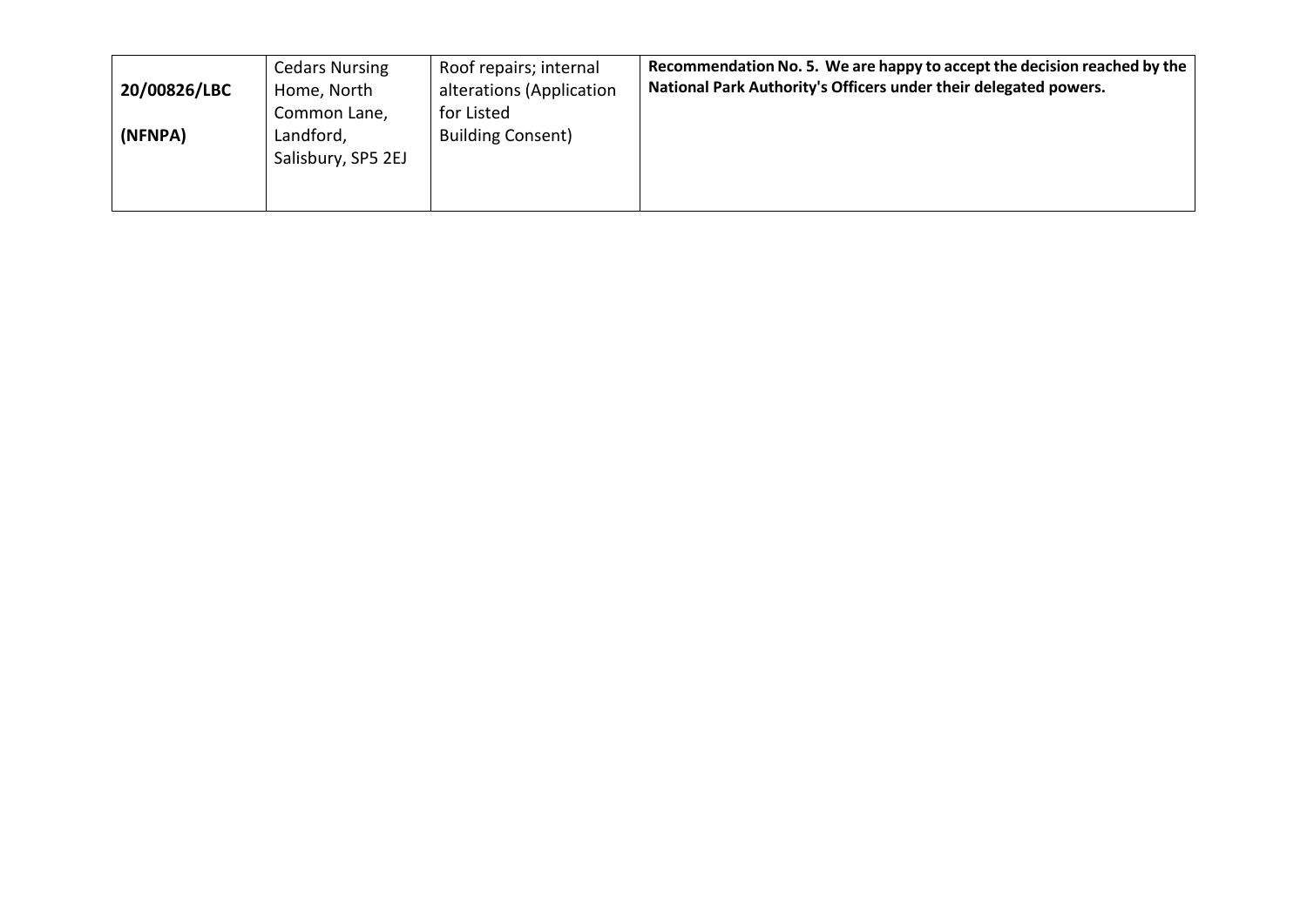| | | | |
|---|---|---|---|
| **20/00826/LBC**<br><br>**(NFNPA)** | Cedars Nursing Home, North Common Lane, Landford, Salisbury, SP5 2EJ | Roof repairs; internal alterations (Application for Listed Building Consent) | **Recommendation No. 5. We are happy to accept the decision reached by the National Park Authority's Officers under their delegated powers.** |